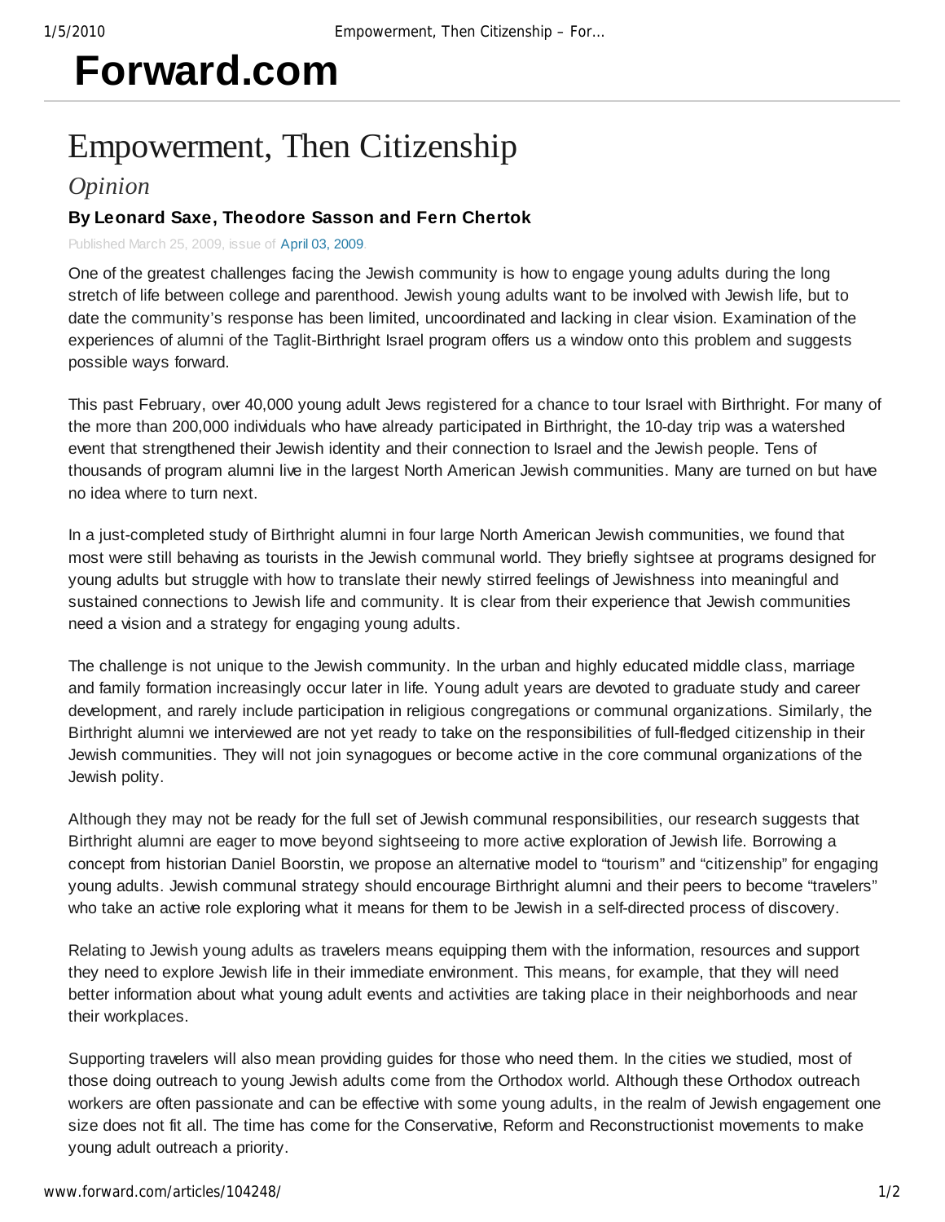# Forward.com

## Empowerment, Then Citizenship

*Opinion*

**By Leonard Saxe, Theodore Sasson and Fern Chertok**

Published March 25, 2009, issue of April 03, 2009.

One of the greatest challenges facing the Jewish community is how to engage young adults during the long stretch of life between college and parenthood. Jewish young adults want to be involved with Jewish life, but to date the community's response has been limited, uncoordinated and lacking in clear vision. Examination of the experiences of alumni of the Taglit-Birthright Israel program offers us a window onto this problem and suggests possible ways forward.

This past February, over 40,000 young adult Jews registered for a chance to tour Israel with Birthright. For many of the more than 200,000 individuals who have already participated in Birthright, the 10-day trip was a watershed event that strengthened their Jewish identity and their connection to Israel and the Jewish people. Tens of thousands of program alumni live in the largest North American Jewish communities. Many are turned on but have no idea where to turn next.

In a just-completed study of Birthright alumni in four large North American Jewish communities, we found that most were still behaving as tourists in the Jewish communal world. They briefly sightsee at programs designed for young adults but struggle with how to translate their newly stirred feelings of Jewishness into meaningful and sustained connections to Jewish life and community. It is clear from their experience that Jewish communities need a vision and a strategy for engaging young adults.

The challenge is not unique to the Jewish community. In the urban and highly educated middle class, marriage and family formation increasingly occur later in life. Young adult years are devoted to graduate study and career development, and rarely include participation in religious congregations or communal organizations. Similarly, the Birthright alumni we interviewed are not yet ready to take on the responsibilities of full-fledged citizenship in their Jewish communities. They will not join synagogues or become active in the core communal organizations of the Jewish polity.

Although they may not be ready for the full set of Jewish communal responsibilities, our research suggests that Birthright alumni are eager to move beyond sightseeing to more active exploration of Jewish life. Borrowing a concept from historian Daniel Boorstin, we propose an alternative model to "tourism" and "citizenship" for engaging young adults. Jewish communal strategy should encourage Birthright alumni and their peers to become "travelers" who take an active role exploring what it means for them to be Jewish in a self-directed process of discovery.

Relating to Jewish young adults as travelers means equipping them with the information, resources and support they need to explore Jewish life in their immediate environment. This means, for example, that they will need better information about what young adult events and activities are taking place in their neighborhoods and near their workplaces.

Supporting travelers will also mean providing guides for those who need them. In the cities we studied, most of those doing outreach to young Jewish adults come from the Orthodox world. Although these Orthodox outreach workers are often passionate and can be effective with some young adults, in the realm of Jewish engagement one size does not fit all. The time has come for the Conservative, Reform and Reconstructionist movements to make young adult outreach a priority.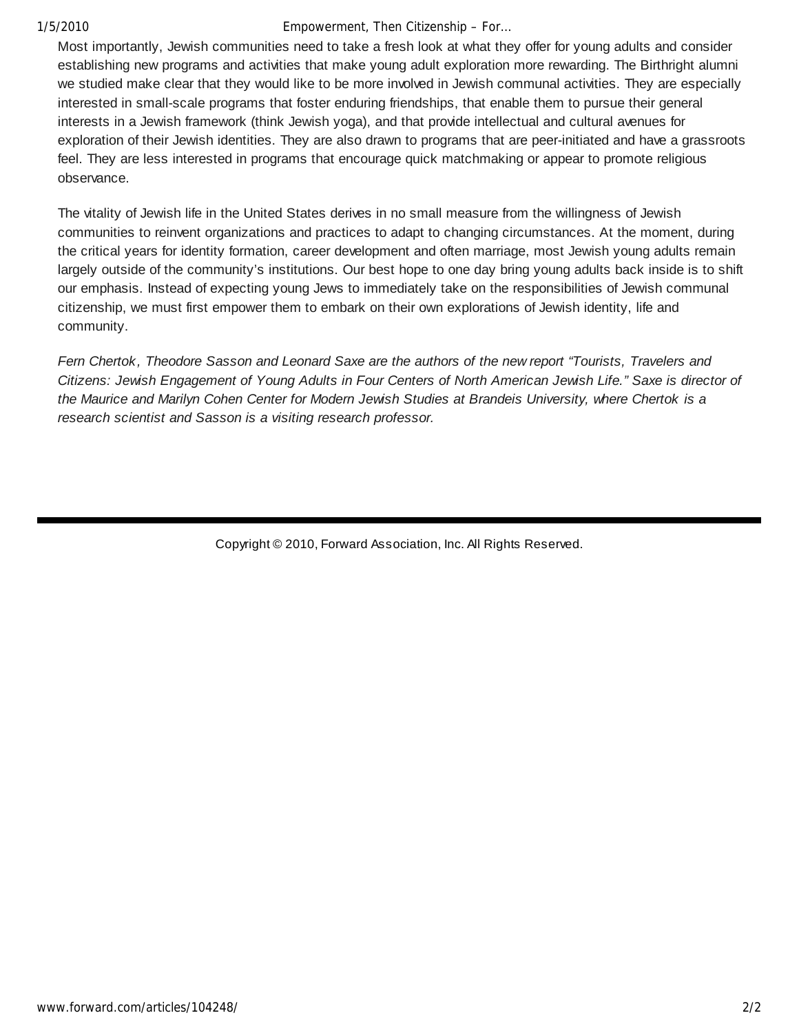Most importantly, Jewish communities need to take a fresh look at what they offer for young adults and consider establishing new programs and activities that make young adult exploration more rewarding. The Birthright alumni we studied make clear that they would like to be more involved in Jewish communal activities. They are especially interested in small-scale programs that foster enduring friendships, that enable them to pursue their general interests in a Jewish framework (think Jewish yoga), and that provide intellectual and cultural avenues for exploration of their Jewish identities. They are also drawn to programs that are peer-initiated and have a grassroots feel. They are less interested in programs that encourage quick matchmaking or appear to promote religious observance.

The vitality of Jewish life in the United States derives in no small measure from the willingness of Jewish communities to reinvent organizations and practices to adapt to changing circumstances. At the moment, during the critical years for identity formation, career development and often marriage, most Jewish young adults remain largely outside of the community's institutions. Our best hope to one day bring young adults back inside is to shift our emphasis. Instead of expecting young Jews to immediately take on the responsibilities of Jewish communal citizenship, we must first empower them to embark on their own explorations of Jewish identity, life and community.

*Fern Chertok, Theodore Sasson and Leonard Saxe are the authors of the new report "Tourists, Travelers and Citizens: Jewish Engagement of Young Adults in Four Centers of North American Jewish Life." Saxe is director of the Maurice and Marilyn Cohen Center for Modern Jewish Studies at Brandeis University, where Chertok is a research scientist and Sasson is a visiting research professor.*

---

Copyright © 2010, Forward Association, Inc. All Rights Reserved.